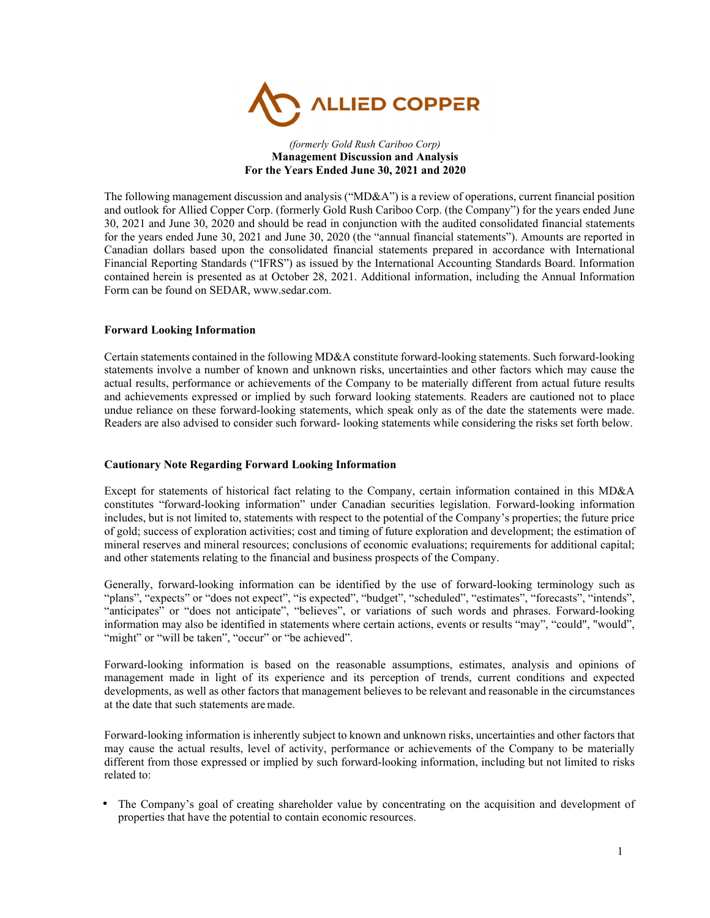ALLIED COPPER

*(formerly Gold Rush Cariboo Corp)*
**Management Discussion and Analysis**
**For the Years Ended June 30, 2021 and 2020**

The following management discussion and analysis ("MD&A") is a review of operations, current financial position and outlook for Allied Copper Corp. (formerly Gold Rush Cariboo Corp. (the Company") for the years ended June 30, 2021 and June 30, 2020 and should be read in conjunction with the audited consolidated financial statements for the years ended June 30, 2021 and June 30, 2020 (the "annual financial statements"). Amounts are reported in Canadian dollars based upon the consolidated financial statements prepared in accordance with International Financial Reporting Standards ("IFRS") as issued by the International Accounting Standards Board. Information contained herein is presented as at October 28, 2021. Additional information, including the Annual Information Form can be found on SEDAR, www.sedar.com.

**Forward Looking Information**

Certain statements contained in the following MD&A constitute forward-looking statements. Such forward-looking statements involve a number of known and unknown risks, uncertainties and other factors which may cause the actual results, performance or achievements of the Company to be materially different from actual future results and achievements expressed or implied by such forward looking statements. Readers are cautioned not to place undue reliance on these forward-looking statements, which speak only as of the date the statements were made. Readers are also advised to consider such forward- looking statements while considering the risks set forth below.

**Cautionary Note Regarding Forward Looking Information**

Except for statements of historical fact relating to the Company, certain information contained in this MD&A constitutes "forward-looking information" under Canadian securities legislation. Forward-looking information includes, but is not limited to, statements with respect to the potential of the Company's properties; the future price of gold; success of exploration activities; cost and timing of future exploration and development; the estimation of mineral reserves and mineral resources; conclusions of economic evaluations; requirements for additional capital; and other statements relating to the financial and business prospects of the Company.

Generally, forward-looking information can be identified by the use of forward-looking terminology such as "plans", "expects" or "does not expect", "is expected", "budget", "scheduled", "estimates", "forecasts", "intends", "anticipates" or "does not anticipate", "believes", or variations of such words and phrases. Forward-looking information may also be identified in statements where certain actions, events or results "may", "could", "would", "might" or "will be taken", "occur" or "be achieved".

Forward-looking information is based on the reasonable assumptions, estimates, analysis and opinions of management made in light of its experience and its perception of trends, current conditions and expected developments, as well as other factors that management believes to be relevant and reasonable in the circumstances at the date that such statements are made.

Forward-looking information is inherently subject to known and unknown risks, uncertainties and other factors that may cause the actual results, level of activity, performance or achievements of the Company to be materially different from those expressed or implied by such forward-looking information, including but not limited to risks related to:

- The Company's goal of creating shareholder value by concentrating on the acquisition and development of properties that have the potential to contain economic resources.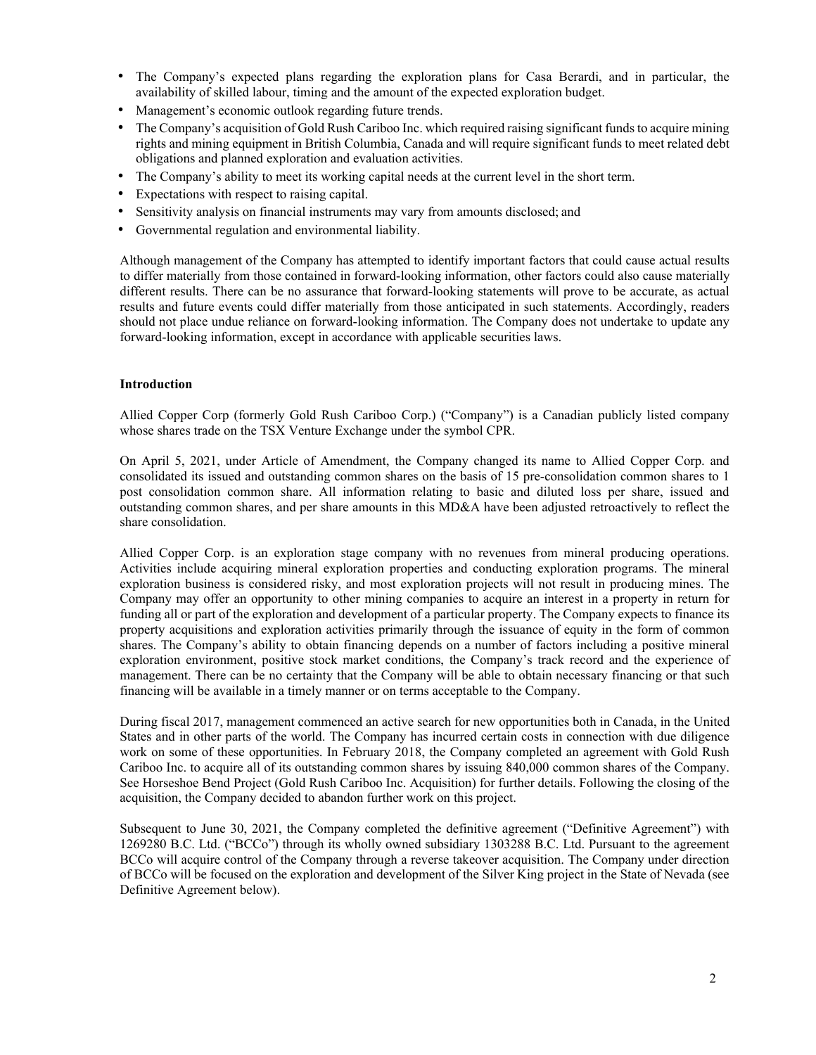- The Company's expected plans regarding the exploration plans for Casa Berardi, and in particular, the availability of skilled labour, timing and the amount of the expected exploration budget.
- Management's economic outlook regarding future trends.
- The Company's acquisition of Gold Rush Cariboo Inc. which required raising significant funds to acquire mining rights and mining equipment in British Columbia, Canada and will require significant funds to meet related debt obligations and planned exploration and evaluation activities.
- The Company's ability to meet its working capital needs at the current level in the short term.
- Expectations with respect to raising capital.
- Sensitivity analysis on financial instruments may vary from amounts disclosed; and
- Governmental regulation and environmental liability.

Although management of the Company has attempted to identify important factors that could cause actual results to differ materially from those contained in forward-looking information, other factors could also cause materially different results. There can be no assurance that forward-looking statements will prove to be accurate, as actual results and future events could differ materially from those anticipated in such statements. Accordingly, readers should not place undue reliance on forward-looking information. The Company does not undertake to update any forward-looking information, except in accordance with applicable securities laws.

**Introduction**

Allied Copper Corp (formerly Gold Rush Cariboo Corp.) ("Company") is a Canadian publicly listed company whose shares trade on the TSX Venture Exchange under the symbol CPR.

On April 5, 2021, under Article of Amendment, the Company changed its name to Allied Copper Corp. and consolidated its issued and outstanding common shares on the basis of 15 pre-consolidation common shares to 1 post consolidation common share. All information relating to basic and diluted loss per share, issued and outstanding common shares, and per share amounts in this MD&A have been adjusted retroactively to reflect the share consolidation.

Allied Copper Corp. is an exploration stage company with no revenues from mineral producing operations. Activities include acquiring mineral exploration properties and conducting exploration programs. The mineral exploration business is considered risky, and most exploration projects will not result in producing mines. The Company may offer an opportunity to other mining companies to acquire an interest in a property in return for funding all or part of the exploration and development of a particular property. The Company expects to finance its property acquisitions and exploration activities primarily through the issuance of equity in the form of common shares. The Company's ability to obtain financing depends on a number of factors including a positive mineral exploration environment, positive stock market conditions, the Company's track record and the experience of management. There can be no certainty that the Company will be able to obtain necessary financing or that such financing will be available in a timely manner or on terms acceptable to the Company.

During fiscal 2017, management commenced an active search for new opportunities both in Canada, in the United States and in other parts of the world. The Company has incurred certain costs in connection with due diligence work on some of these opportunities. In February 2018, the Company completed an agreement with Gold Rush Cariboo Inc. to acquire all of its outstanding common shares by issuing 840,000 common shares of the Company. See Horseshoe Bend Project (Gold Rush Cariboo Inc. Acquisition) for further details. Following the closing of the acquisition, the Company decided to abandon further work on this project.

Subsequent to June 30, 2021, the Company completed the definitive agreement ("Definitive Agreement") with 1269280 B.C. Ltd. ("BCCo") through its wholly owned subsidiary 1303288 B.C. Ltd. Pursuant to the agreement BCCo will acquire control of the Company through a reverse takeover acquisition. The Company under direction of BCCo will be focused on the exploration and development of the Silver King project in the State of Nevada (see Definitive Agreement below).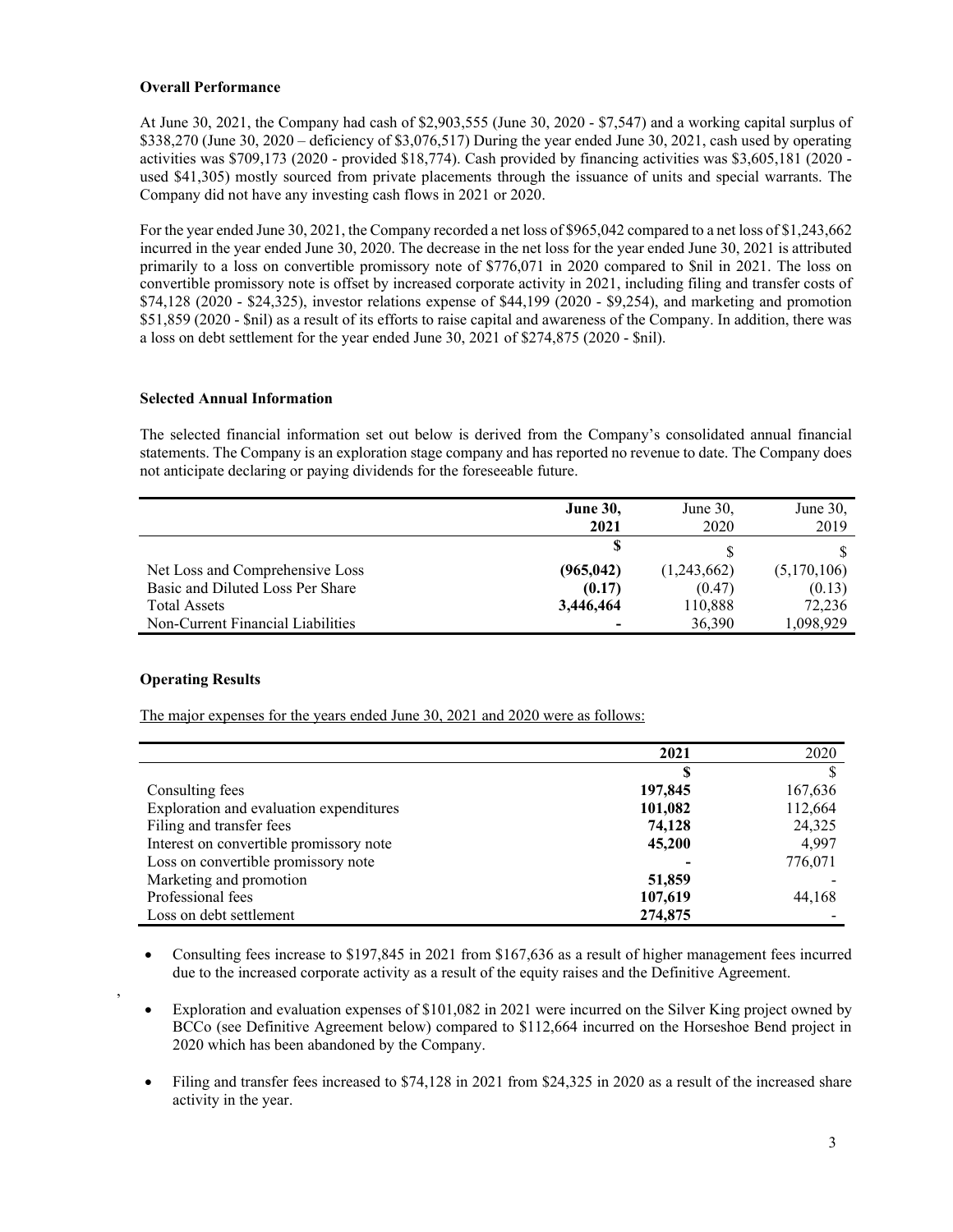### Overall Performance

At June 30, 2021, the Company had cash of $2,903,555 (June 30, 2020 - $7,547) and a working capital surplus of $338,270 (June 30, 2020 – deficiency of $3,076,517) During the year ended June 30, 2021, cash used by operating activities was $709,173 (2020 - provided $18,774). Cash provided by financing activities was $3,605,181 (2020 - used $41,305) mostly sourced from private placements through the issuance of units and special warrants. The Company did not have any investing cash flows in 2021 or 2020.

For the year ended June 30, 2021, the Company recorded a net loss of $965,042 compared to a net loss of $1,243,662 incurred in the year ended June 30, 2020. The decrease in the net loss for the year ended June 30, 2021 is attributed primarily to a loss on convertible promissory note of $776,071 in 2020 compared to $nil in 2021. The loss on convertible promissory note is offset by increased corporate activity in 2021, including filing and transfer costs of $74,128 (2020 - $24,325), investor relations expense of $44,199 (2020 - $9,254), and marketing and promotion $51,859 (2020 - $nil) as a result of its efforts to raise capital and awareness of the Company. In addition, there was a loss on debt settlement for the year ended June 30, 2021 of $274,875 (2020 - $nil).

### Selected Annual Information

The selected financial information set out below is derived from the Company's consolidated annual financial statements. The Company is an exploration stage company and has reported no revenue to date. The Company does not anticipate declaring or paying dividends for the foreseeable future.

| | **June 30, 2021** | June 30, 2020 | June 30, 2019 |
|---|---|---|---|
| | **$** | $ | $ |
| Net Loss and Comprehensive Loss | **(965,042)** | (1,243,662) | (5,170,106) |
| Basic and Diluted Loss Per Share | **(0.17)** | (0.47) | (0.13) |
| Total Assets | **3,446,464** | 110,888 | 72,236 |
| Non-Current Financial Liabilities | **-** | 36,390 | 1,098,929 |

### Operating Results

The major expenses for the years ended June 30, 2021 and 2020 were as follows:

| | **2021** | 2020 |
|---|---|---|
| | **$** | $ |
| Consulting fees | **197,845** | 167,636 |
| Exploration and evaluation expenditures | **101,082** | 112,664 |
| Filing and transfer fees | **74,128** | 24,325 |
| Interest on convertible promissory note | **45,200** | 4,997 |
| Loss on convertible promissory note | **-** | 776,071 |
| Marketing and promotion | **51,859** | - |
| Professional fees | **107,619** | 44,168 |
| Loss on debt settlement | **274,875** | - |

- Consulting fees increase to $197,845 in 2021 from $167,636 as a result of higher management fees incurred due to the increased corporate activity as a result of the equity raises and the Definitive Agreement.
- Exploration and evaluation expenses of $101,082 in 2021 were incurred on the Silver King project owned by BCCo (see Definitive Agreement below) compared to $112,664 incurred on the Horseshoe Bend project in 2020 which has been abandoned by the Company.
- Filing and transfer fees increased to $74,128 in 2021 from $24,325 in 2020 as a result of the increased share activity in the year.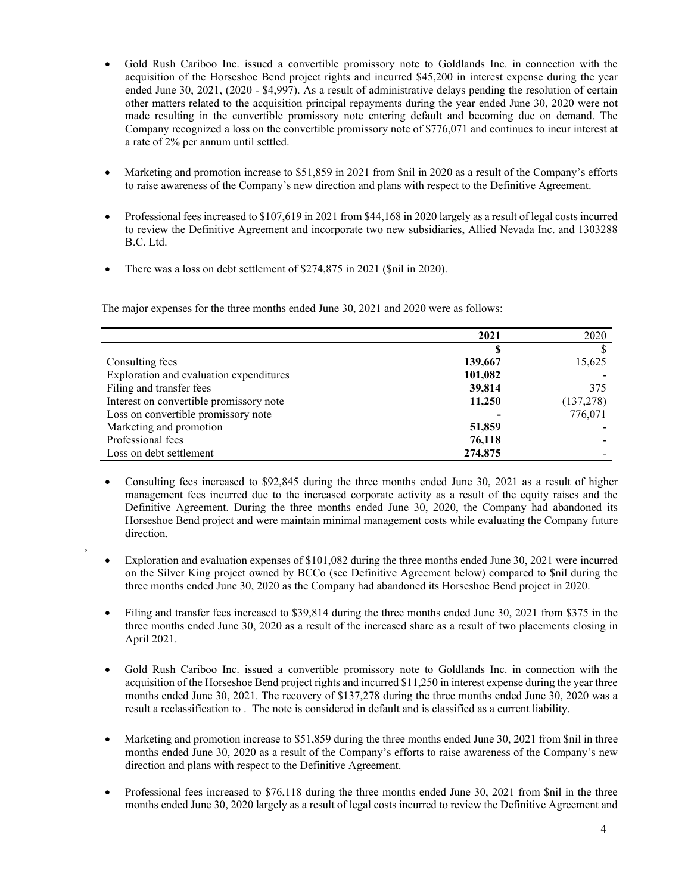- Gold Rush Cariboo Inc. issued a convertible promissory note to Goldlands Inc. in connection with the acquisition of the Horseshoe Bend project rights and incurred $45,200 in interest expense during the year ended June 30, 2021, (2020 - $4,997). As a result of administrative delays pending the resolution of certain other matters related to the acquisition principal repayments during the year ended June 30, 2020 were not made resulting in the convertible promissory note entering default and becoming due on demand. The Company recognized a loss on the convertible promissory note of $776,071 and continues to incur interest at a rate of 2% per annum until settled.

- Marketing and promotion increase to $51,859 in 2021 from $nil in 2020 as a result of the Company's efforts to raise awareness of the Company's new direction and plans with respect to the Definitive Agreement.

- Professional fees increased to $107,619 in 2021 from $44,168 in 2020 largely as a result of legal costs incurred to review the Definitive Agreement and incorporate two new subsidiaries, Allied Nevada Inc. and 1303288 B.C. Ltd.

- There was a loss on debt settlement of $274,875 in 2021 ($nil in 2020).

The major expenses for the three months ended June 30, 2021 and 2020 were as follows:

| | **2021** | 2020 |
|---|---|---|
| | **$** | $ |
| Consulting fees | **139,667** | 15,625 |
| Exploration and evaluation expenditures | **101,082** | - |
| Filing and transfer fees | **39,814** | 375 |
| Interest on convertible promissory note | **11,250** | (137,278) |
| Loss on convertible promissory note | **-** | 776,071 |
| Marketing and promotion | **51,859** | - |
| Professional fees | **76,118** | - |
| Loss on debt settlement | **274,875** | - |

- Consulting fees increased to $92,845 during the three months ended June 30, 2021 as a result of higher management fees incurred due to the increased corporate activity as a result of the equity raises and the Definitive Agreement. During the three months ended June 30, 2020, the Company had abandoned its Horseshoe Bend project and were maintain minimal management costs while evaluating the Company future direction.

,

- Exploration and evaluation expenses of $101,082 during the three months ended June 30, 2021 were incurred on the Silver King project owned by BCCo (see Definitive Agreement below) compared to $nil during the three months ended June 30, 2020 as the Company had abandoned its Horseshoe Bend project in 2020.

- Filing and transfer fees increased to $39,814 during the three months ended June 30, 2021 from $375 in the three months ended June 30, 2020 as a result of the increased share as a result of two placements closing in April 2021.

- Gold Rush Cariboo Inc. issued a convertible promissory note to Goldlands Inc. in connection with the acquisition of the Horseshoe Bend project rights and incurred $11,250 in interest expense during the year three months ended June 30, 2021. The recovery of $137,278 during the three months ended June 30, 2020 was a result a reclassification to . The note is considered in default and is classified as a current liability.

- Marketing and promotion increase to $51,859 during the three months ended June 30, 2021 from $nil in three months ended June 30, 2020 as a result of the Company's efforts to raise awareness of the Company's new direction and plans with respect to the Definitive Agreement.

- Professional fees increased to $76,118 during the three months ended June 30, 2021 from $nil in the three months ended June 30, 2020 largely as a result of legal costs incurred to review the Definitive Agreement and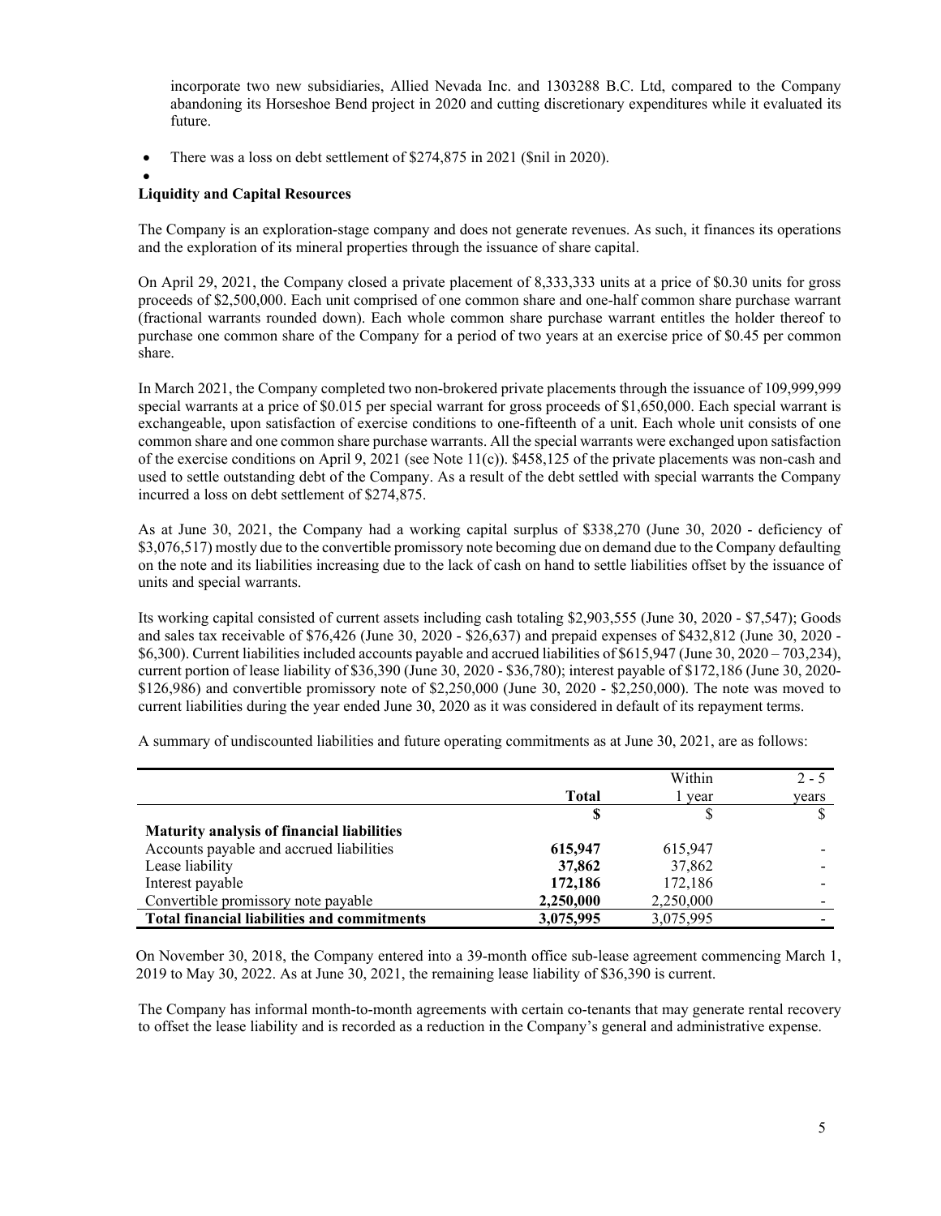incorporate two new subsidiaries, Allied Nevada Inc. and 1303288 B.C. Ltd, compared to the Company abandoning its Horseshoe Bend project in 2020 and cutting discretionary expenditures while it evaluated its future.

- There was a loss on debt settlement of $274,875 in 2021 ($nil in 2020).
- 

**Liquidity and Capital Resources**

The Company is an exploration-stage company and does not generate revenues. As such, it finances its operations and the exploration of its mineral properties through the issuance of share capital.

On April 29, 2021, the Company closed a private placement of 8,333,333 units at a price of $0.30 units for gross proceeds of $2,500,000. Each unit comprised of one common share and one-half common share purchase warrant (fractional warrants rounded down). Each whole common share purchase warrant entitles the holder thereof to purchase one common share of the Company for a period of two years at an exercise price of $0.45 per common share.

In March 2021, the Company completed two non-brokered private placements through the issuance of 109,999,999 special warrants at a price of $0.015 per special warrant for gross proceeds of $1,650,000. Each special warrant is exchangeable, upon satisfaction of exercise conditions to one-fifteenth of a unit. Each whole unit consists of one common share and one common share purchase warrants. All the special warrants were exchanged upon satisfaction of the exercise conditions on April 9, 2021 (see Note 11(c)). $458,125 of the private placements was non-cash and used to settle outstanding debt of the Company. As a result of the debt settled with special warrants the Company incurred a loss on debt settlement of $274,875.

As at June 30, 2021, the Company had a working capital surplus of $338,270 (June 30, 2020 - deficiency of $3,076,517) mostly due to the convertible promissory note becoming due on demand due to the Company defaulting on the note and its liabilities increasing due to the lack of cash on hand to settle liabilities offset by the issuance of units and special warrants.

Its working capital consisted of current assets including cash totaling $2,903,555 (June 30, 2020 - $7,547); Goods and sales tax receivable of $76,426 (June 30, 2020 - $26,637) and prepaid expenses of $432,812 (June 30, 2020 - $6,300). Current liabilities included accounts payable and accrued liabilities of $615,947 (June 30, 2020 – 703,234), current portion of lease liability of $36,390 (June 30, 2020 - $36,780); interest payable of $172,186 (June 30, 2020- $126,986) and convertible promissory note of $2,250,000 (June 30, 2020 - $2,250,000). The note was moved to current liabilities during the year ended June 30, 2020 as it was considered in default of its repayment terms.

A summary of undiscounted liabilities and future operating commitments as at June 30, 2021, are as follows:

| | **Total** | Within 1 year | 2 - 5 years |
|---|---|---|---|
| | **$** | $ | $ |
| **Maturity analysis of financial liabilities** | | | |
| Accounts payable and accrued liabilities | **615,947** | 615,947 | - |
| Lease liability | **37,862** | 37,862 | - |
| Interest payable | **172,186** | 172,186 | - |
| Convertible promissory note payable | **2,250,000** | 2,250,000 | - |
| **Total financial liabilities and commitments** | **3,075,995** | 3,075,995 | - |

On November 30, 2018, the Company entered into a 39-month office sub-lease agreement commencing March 1, 2019 to May 30, 2022. As at June 30, 2021, the remaining lease liability of $36,390 is current.

The Company has informal month-to-month agreements with certain co-tenants that may generate rental recovery to offset the lease liability and is recorded as a reduction in the Company's general and administrative expense.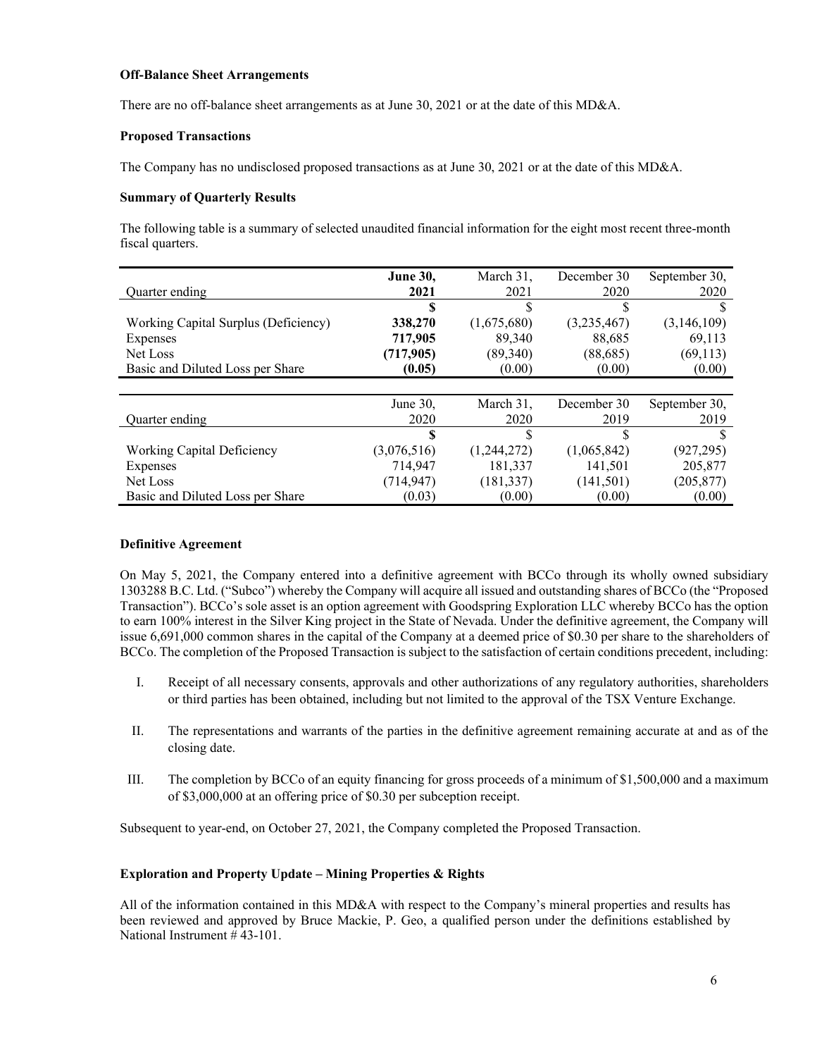**Off-Balance Sheet Arrangements**

There are no off-balance sheet arrangements as at June 30, 2021 or at the date of this MD&A.

**Proposed Transactions**

The Company has no undisclosed proposed transactions as at June 30, 2021 or at the date of this MD&A.

**Summary of Quarterly Results**

The following table is a summary of selected unaudited financial information for the eight most recent three-month fiscal quarters.

| Quarter ending | **June 30, 2021** | March 31, 2021 | December 30 2020 | September 30, 2020 |
|---|---|---|---|---|
| | **$** | $ | $ | $ |
| Working Capital Surplus (Deficiency) | **338,270** | (1,675,680) | (3,235,467) | (3,146,109) |
| Expenses | **717,905** | 89,340 | 88,685 | 69,113 |
| Net Loss | **(717,905)** | (89,340) | (88,685) | (69,113) |
| Basic and Diluted Loss per Share | **(0.05)** | (0.00) | (0.00) | (0.00) |

| Quarter ending | June 30, 2020 | March 31, 2020 | December 30 2019 | September 30, 2019 |
|---|---|---|---|---|
| | **$** | $ | $ | $ |
| Working Capital Deficiency | (3,076,516) | (1,244,272) | (1,065,842) | (927,295) |
| Expenses | 714,947 | 181,337 | 141,501 | 205,877 |
| Net Loss | (714,947) | (181,337) | (141,501) | (205,877) |
| Basic and Diluted Loss per Share | (0.03) | (0.00) | (0.00) | (0.00) |

**Definitive Agreement**

On May 5, 2021, the Company entered into a definitive agreement with BCCo through its wholly owned subsidiary 1303288 B.C. Ltd. ("Subco") whereby the Company will acquire all issued and outstanding shares of BCCo (the "Proposed Transaction"). BCCo's sole asset is an option agreement with Goodspring Exploration LLC whereby BCCo has the option to earn 100% interest in the Silver King project in the State of Nevada. Under the definitive agreement, the Company will issue 6,691,000 common shares in the capital of the Company at a deemed price of $0.30 per share to the shareholders of BCCo. The completion of the Proposed Transaction is subject to the satisfaction of certain conditions precedent, including:

I. Receipt of all necessary consents, approvals and other authorizations of any regulatory authorities, shareholders or third parties has been obtained, including but not limited to the approval of the TSX Venture Exchange.

II. The representations and warrants of the parties in the definitive agreement remaining accurate at and as of the closing date.

III. The completion by BCCo of an equity financing for gross proceeds of a minimum of $1,500,000 and a maximum of $3,000,000 at an offering price of $0.30 per subception receipt.

Subsequent to year-end, on October 27, 2021, the Company completed the Proposed Transaction.

**Exploration and Property Update – Mining Properties & Rights**

All of the information contained in this MD&A with respect to the Company's mineral properties and results has been reviewed and approved by Bruce Mackie, P. Geo, a qualified person under the definitions established by National Instrument # 43-101.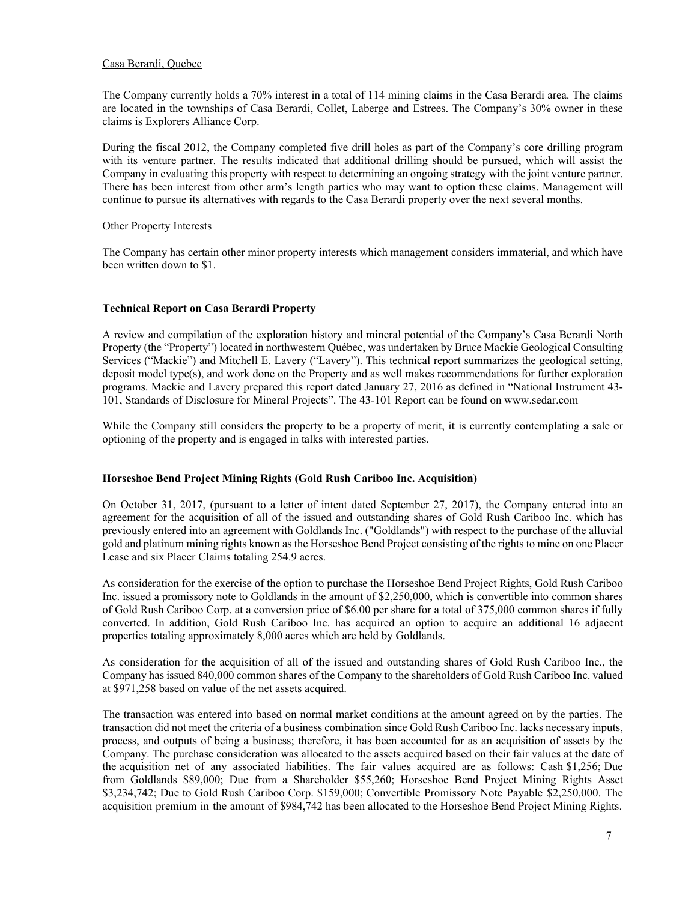Casa Berardi, Quebec

The Company currently holds a 70% interest in a total of 114 mining claims in the Casa Berardi area. The claims are located in the townships of Casa Berardi, Collet, Laberge and Estrees. The Company's 30% owner in these claims is Explorers Alliance Corp.

During the fiscal 2012, the Company completed five drill holes as part of the Company's core drilling program with its venture partner. The results indicated that additional drilling should be pursued, which will assist the Company in evaluating this property with respect to determining an ongoing strategy with the joint venture partner. There has been interest from other arm's length parties who may want to option these claims. Management will continue to pursue its alternatives with regards to the Casa Berardi property over the next several months.

Other Property Interests

The Company has certain other minor property interests which management considers immaterial, and which have been written down to $1.

**Technical Report on Casa Berardi Property**

A review and compilation of the exploration history and mineral potential of the Company's Casa Berardi North Property (the "Property") located in northwestern Québec, was undertaken by Bruce Mackie Geological Consulting Services ("Mackie") and Mitchell E. Lavery ("Lavery"). This technical report summarizes the geological setting, deposit model type(s), and work done on the Property and as well makes recommendations for further exploration programs. Mackie and Lavery prepared this report dated January 27, 2016 as defined in "National Instrument 43-101, Standards of Disclosure for Mineral Projects". The 43-101 Report can be found on www.sedar.com

While the Company still considers the property to be a property of merit, it is currently contemplating a sale or optioning of the property and is engaged in talks with interested parties.

**Horseshoe Bend Project Mining Rights (Gold Rush Cariboo Inc. Acquisition)**

On October 31, 2017, (pursuant to a letter of intent dated September 27, 2017), the Company entered into an agreement for the acquisition of all of the issued and outstanding shares of Gold Rush Cariboo Inc. which has previously entered into an agreement with Goldlands Inc. ("Goldlands") with respect to the purchase of the alluvial gold and platinum mining rights known as the Horseshoe Bend Project consisting of the rights to mine on one Placer Lease and six Placer Claims totaling 254.9 acres.

As consideration for the exercise of the option to purchase the Horseshoe Bend Project Rights, Gold Rush Cariboo Inc. issued a promissory note to Goldlands in the amount of $2,250,000, which is convertible into common shares of Gold Rush Cariboo Corp. at a conversion price of $6.00 per share for a total of 375,000 common shares if fully converted. In addition, Gold Rush Cariboo Inc. has acquired an option to acquire an additional 16 adjacent properties totaling approximately 8,000 acres which are held by Goldlands.

As consideration for the acquisition of all of the issued and outstanding shares of Gold Rush Cariboo Inc., the Company has issued 840,000 common shares of the Company to the shareholders of Gold Rush Cariboo Inc. valued at $971,258 based on value of the net assets acquired.

The transaction was entered into based on normal market conditions at the amount agreed on by the parties. The transaction did not meet the criteria of a business combination since Gold Rush Cariboo Inc. lacks necessary inputs, process, and outputs of being a business; therefore, it has been accounted for as an acquisition of assets by the Company. The purchase consideration was allocated to the assets acquired based on their fair values at the date of the acquisition net of any associated liabilities. The fair values acquired are as follows: Cash $1,256; Due from Goldlands $89,000; Due from a Shareholder $55,260; Horseshoe Bend Project Mining Rights Asset $3,234,742; Due to Gold Rush Cariboo Corp. $159,000; Convertible Promissory Note Payable $2,250,000. The acquisition premium in the amount of $984,742 has been allocated to the Horseshoe Bend Project Mining Rights.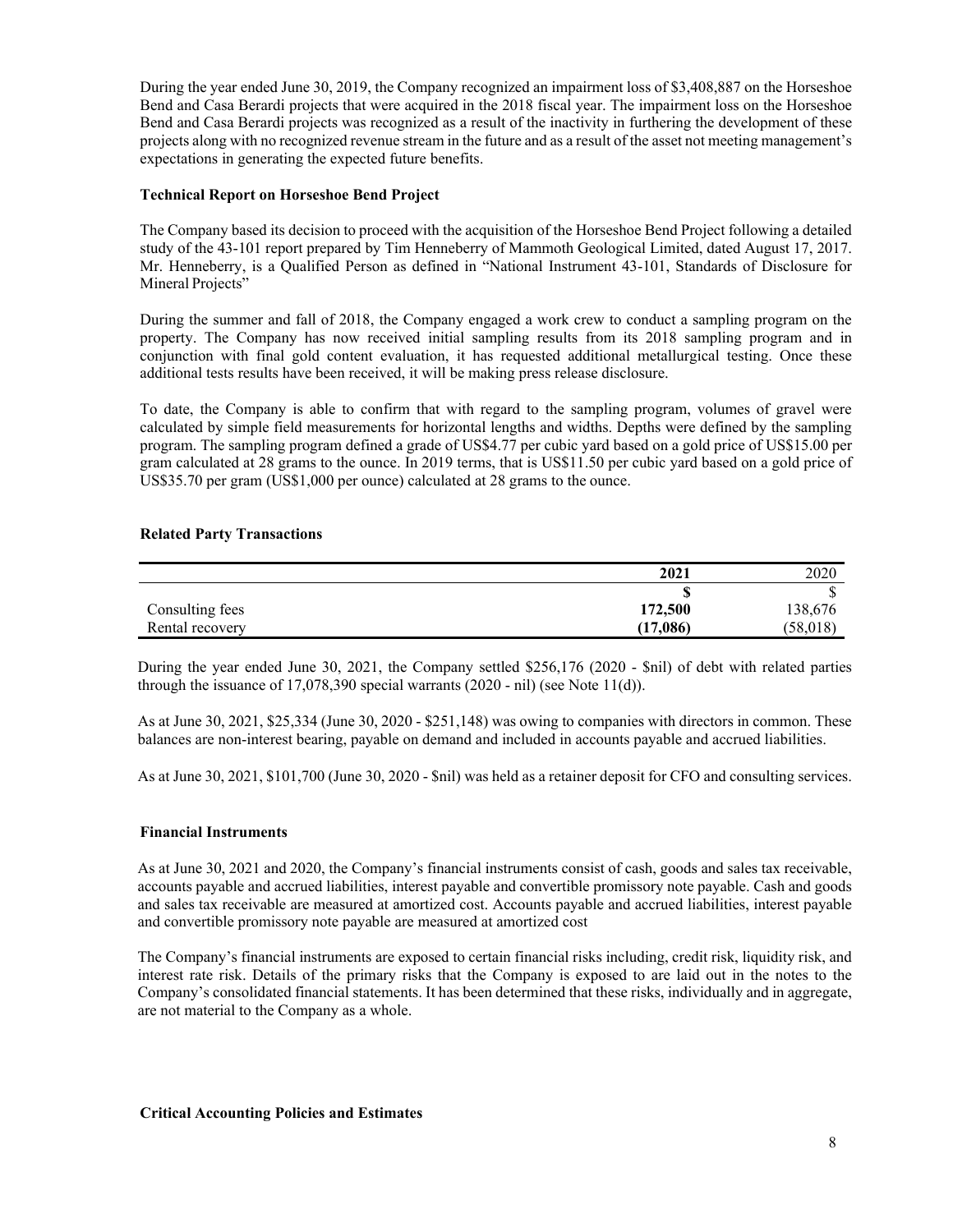During the year ended June 30, 2019, the Company recognized an impairment loss of $3,408,887 on the Horseshoe Bend and Casa Berardi projects that were acquired in the 2018 fiscal year. The impairment loss on the Horseshoe Bend and Casa Berardi projects was recognized as a result of the inactivity in furthering the development of these projects along with no recognized revenue stream in the future and as a result of the asset not meeting management's expectations in generating the expected future benefits.

**Technical Report on Horseshoe Bend Project**

The Company based its decision to proceed with the acquisition of the Horseshoe Bend Project following a detailed study of the 43-101 report prepared by Tim Henneberry of Mammoth Geological Limited, dated August 17, 2017. Mr. Henneberry, is a Qualified Person as defined in "National Instrument 43-101, Standards of Disclosure for Mineral Projects"

During the summer and fall of 2018, the Company engaged a work crew to conduct a sampling program on the property. The Company has now received initial sampling results from its 2018 sampling program and in conjunction with final gold content evaluation, it has requested additional metallurgical testing. Once these additional tests results have been received, it will be making press release disclosure.

To date, the Company is able to confirm that with regard to the sampling program, volumes of gravel were calculated by simple field measurements for horizontal lengths and widths. Depths were defined by the sampling program. The sampling program defined a grade of US$4.77 per cubic yard based on a gold price of US$15.00 per gram calculated at 28 grams to the ounce. In 2019 terms, that is US$11.50 per cubic yard based on a gold price of US$35.70 per gram (US$1,000 per ounce) calculated at 28 grams to the ounce.

**Related Party Transactions**

| | **2021** | 2020 |
|---|---|---|
| | **$** | $ |
| Consulting fees | **172,500** | 138,676 |
| Rental recovery | **(17,086)** | (58,018) |

During the year ended June 30, 2021, the Company settled $256,176 (2020 - $nil) of debt with related parties through the issuance of 17,078,390 special warrants (2020 - nil) (see Note 11(d)).

As at June 30, 2021, $25,334 (June 30, 2020 - $251,148) was owing to companies with directors in common. These balances are non-interest bearing, payable on demand and included in accounts payable and accrued liabilities.

As at June 30, 2021, $101,700 (June 30, 2020 - $nil) was held as a retainer deposit for CFO and consulting services.

**Financial Instruments**

As at June 30, 2021 and 2020, the Company's financial instruments consist of cash, goods and sales tax receivable, accounts payable and accrued liabilities, interest payable and convertible promissory note payable. Cash and goods and sales tax receivable are measured at amortized cost. Accounts payable and accrued liabilities, interest payable and convertible promissory note payable are measured at amortized cost

The Company's financial instruments are exposed to certain financial risks including, credit risk, liquidity risk, and interest rate risk. Details of the primary risks that the Company is exposed to are laid out in the notes to the Company's consolidated financial statements. It has been determined that these risks, individually and in aggregate, are not material to the Company as a whole.

**Critical Accounting Policies and Estimates**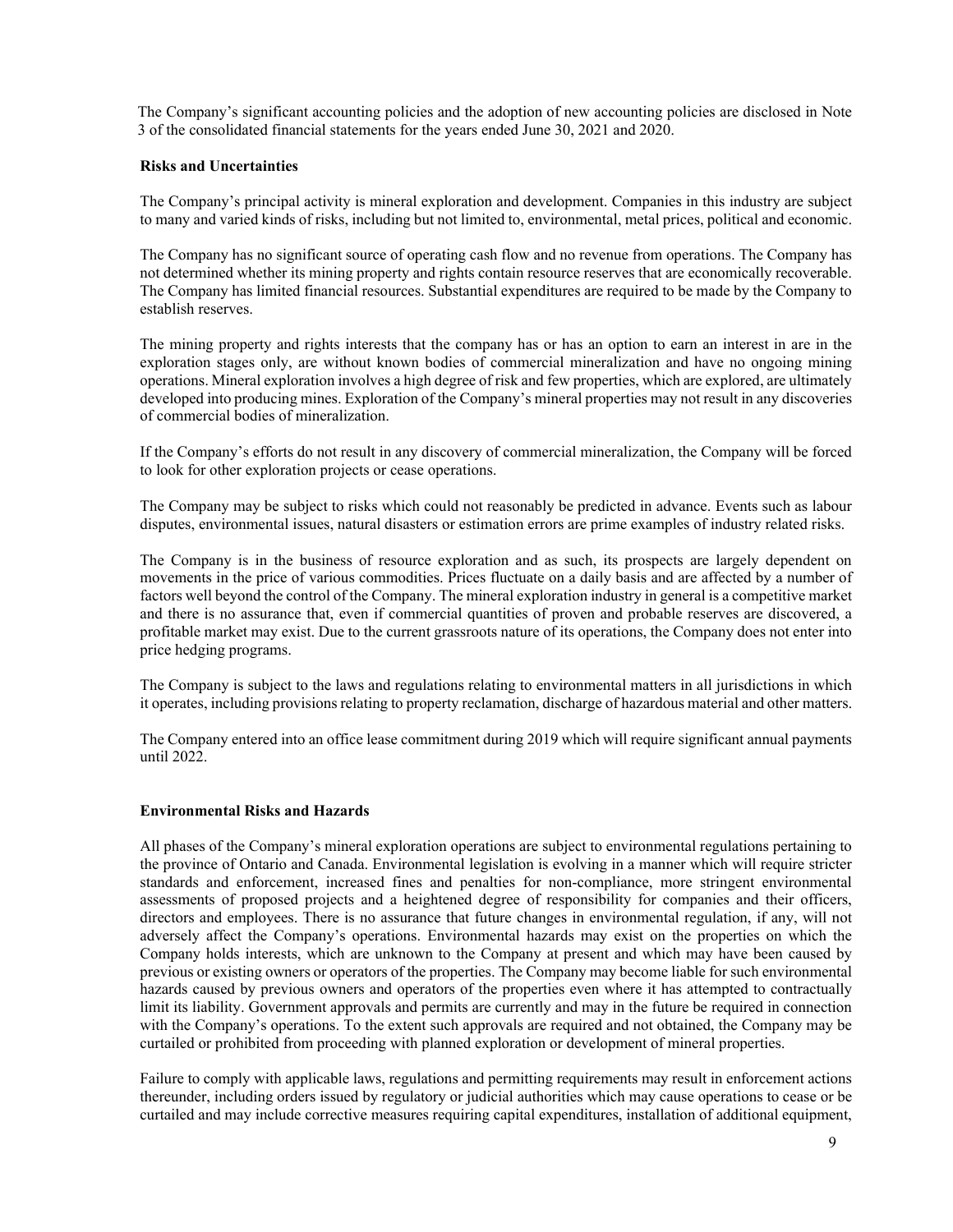The Company's significant accounting policies and the adoption of new accounting policies are disclosed in Note 3 of the consolidated financial statements for the years ended June 30, 2021 and 2020.

**Risks and Uncertainties**

The Company's principal activity is mineral exploration and development. Companies in this industry are subject to many and varied kinds of risks, including but not limited to, environmental, metal prices, political and economic.

The Company has no significant source of operating cash flow and no revenue from operations. The Company has not determined whether its mining property and rights contain resource reserves that are economically recoverable. The Company has limited financial resources. Substantial expenditures are required to be made by the Company to establish reserves.

The mining property and rights interests that the company has or has an option to earn an interest in are in the exploration stages only, are without known bodies of commercial mineralization and have no ongoing mining operations. Mineral exploration involves a high degree of risk and few properties, which are explored, are ultimately developed into producing mines. Exploration of the Company's mineral properties may not result in any discoveries of commercial bodies of mineralization.

If the Company's efforts do not result in any discovery of commercial mineralization, the Company will be forced to look for other exploration projects or cease operations.

The Company may be subject to risks which could not reasonably be predicted in advance. Events such as labour disputes, environmental issues, natural disasters or estimation errors are prime examples of industry related risks.

The Company is in the business of resource exploration and as such, its prospects are largely dependent on movements in the price of various commodities. Prices fluctuate on a daily basis and are affected by a number of factors well beyond the control of the Company. The mineral exploration industry in general is a competitive market and there is no assurance that, even if commercial quantities of proven and probable reserves are discovered, a profitable market may exist. Due to the current grassroots nature of its operations, the Company does not enter into price hedging programs.

The Company is subject to the laws and regulations relating to environmental matters in all jurisdictions in which it operates, including provisions relating to property reclamation, discharge of hazardous material and other matters.

The Company entered into an office lease commitment during 2019 which will require significant annual payments until 2022.

**Environmental Risks and Hazards**

All phases of the Company's mineral exploration operations are subject to environmental regulations pertaining to the province of Ontario and Canada. Environmental legislation is evolving in a manner which will require stricter standards and enforcement, increased fines and penalties for non-compliance, more stringent environmental assessments of proposed projects and a heightened degree of responsibility for companies and their officers, directors and employees. There is no assurance that future changes in environmental regulation, if any, will not adversely affect the Company's operations. Environmental hazards may exist on the properties on which the Company holds interests, which are unknown to the Company at present and which may have been caused by previous or existing owners or operators of the properties. The Company may become liable for such environmental hazards caused by previous owners and operators of the properties even where it has attempted to contractually limit its liability. Government approvals and permits are currently and may in the future be required in connection with the Company's operations. To the extent such approvals are required and not obtained, the Company may be curtailed or prohibited from proceeding with planned exploration or development of mineral properties.

Failure to comply with applicable laws, regulations and permitting requirements may result in enforcement actions thereunder, including orders issued by regulatory or judicial authorities which may cause operations to cease or be curtailed and may include corrective measures requiring capital expenditures, installation of additional equipment,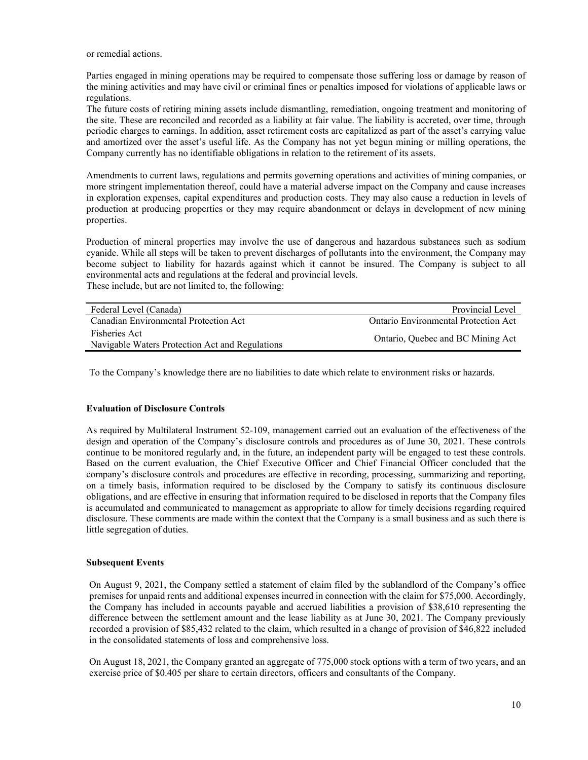or remedial actions.

Parties engaged in mining operations may be required to compensate those suffering loss or damage by reason of the mining activities and may have civil or criminal fines or penalties imposed for violations of applicable laws or regulations.
The future costs of retiring mining assets include dismantling, remediation, ongoing treatment and monitoring of the site. These are reconciled and recorded as a liability at fair value. The liability is accreted, over time, through periodic charges to earnings. In addition, asset retirement costs are capitalized as part of the asset's carrying value and amortized over the asset's useful life. As the Company has not yet begun mining or milling operations, the Company currently has no identifiable obligations in relation to the retirement of its assets.

Amendments to current laws, regulations and permits governing operations and activities of mining companies, or more stringent implementation thereof, could have a material adverse impact on the Company and cause increases in exploration expenses, capital expenditures and production costs. They may also cause a reduction in levels of production at producing properties or they may require abandonment or delays in development of new mining properties.

Production of mineral properties may involve the use of dangerous and hazardous substances such as sodium cyanide. While all steps will be taken to prevent discharges of pollutants into the environment, the Company may become subject to liability for hazards against which it cannot be insured. The Company is subject to all environmental acts and regulations at the federal and provincial levels.
These include, but are not limited to, the following:

| Federal Level (Canada) | Provincial Level |
|---|---|
| Canadian Environmental Protection Act | Ontario Environmental Protection Act |
| Fisheries Act<br>Navigable Waters Protection Act and Regulations | Ontario, Quebec and BC Mining Act |

To the Company's knowledge there are no liabilities to date which relate to environment risks or hazards.

**Evaluation of Disclosure Controls**

As required by Multilateral Instrument 52-109, management carried out an evaluation of the effectiveness of the design and operation of the Company's disclosure controls and procedures as of June 30, 2021. These controls continue to be monitored regularly and, in the future, an independent party will be engaged to test these controls. Based on the current evaluation, the Chief Executive Officer and Chief Financial Officer concluded that the company's disclosure controls and procedures are effective in recording, processing, summarizing and reporting, on a timely basis, information required to be disclosed by the Company to satisfy its continuous disclosure obligations, and are effective in ensuring that information required to be disclosed in reports that the Company files is accumulated and communicated to management as appropriate to allow for timely decisions regarding required disclosure. These comments are made within the context that the Company is a small business and as such there is little segregation of duties.

**Subsequent Events**

On August 9, 2021, the Company settled a statement of claim filed by the sublandlord of the Company's office premises for unpaid rents and additional expenses incurred in connection with the claim for $75,000. Accordingly, the Company has included in accounts payable and accrued liabilities a provision of $38,610 representing the difference between the settlement amount and the lease liability as at June 30, 2021. The Company previously recorded a provision of $85,432 related to the claim, which resulted in a change of provision of $46,822 included in the consolidated statements of loss and comprehensive loss.

On August 18, 2021, the Company granted an aggregate of 775,000 stock options with a term of two years, and an exercise price of $0.405 per share to certain directors, officers and consultants of the Company.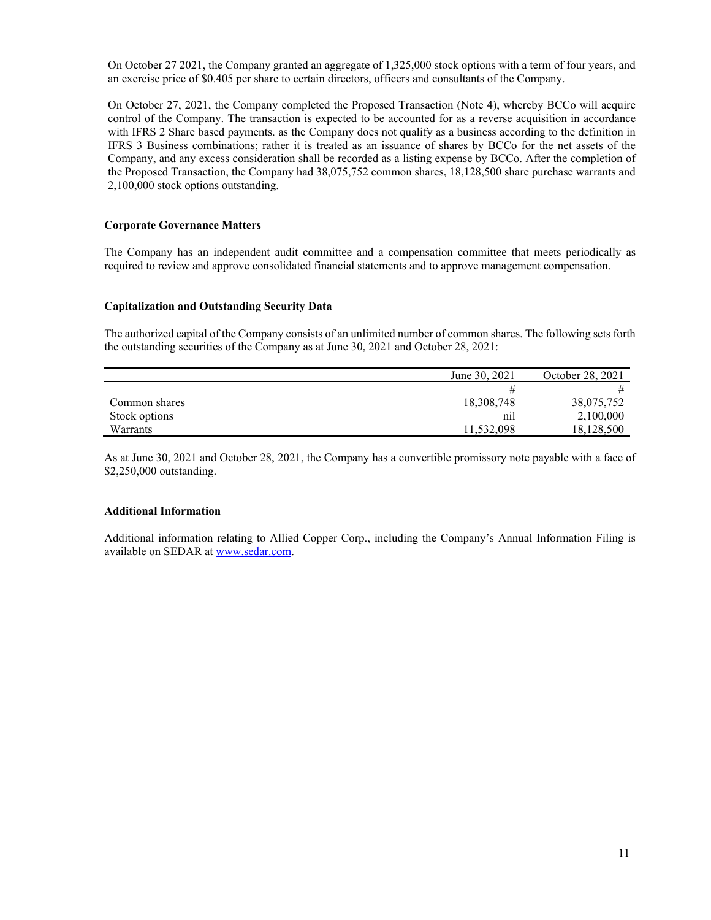On October 27 2021, the Company granted an aggregate of 1,325,000 stock options with a term of four years, and an exercise price of $0.405 per share to certain directors, officers and consultants of the Company.

On October 27, 2021, the Company completed the Proposed Transaction (Note 4), whereby BCCo will acquire control of the Company. The transaction is expected to be accounted for as a reverse acquisition in accordance with IFRS 2 Share based payments. as the Company does not qualify as a business according to the definition in IFRS 3 Business combinations; rather it is treated as an issuance of shares by BCCo for the net assets of the Company, and any excess consideration shall be recorded as a listing expense by BCCo. After the completion of the Proposed Transaction, the Company had 38,075,752 common shares, 18,128,500 share purchase warrants and 2,100,000 stock options outstanding.

### Corporate Governance Matters

The Company has an independent audit committee and a compensation committee that meets periodically as required to review and approve consolidated financial statements and to approve management compensation.

### Capitalization and Outstanding Security Data

The authorized capital of the Company consists of an unlimited number of common shares. The following sets forth the outstanding securities of the Company as at June 30, 2021 and October 28, 2021:

| | June 30, 2021 | October 28, 2021 |
|---|---|---|
| | # | # |
| Common shares | 18,308,748 | 38,075,752 |
| Stock options | nil | 2,100,000 |
| Warrants | 11,532,098 | 18,128,500 |

As at June 30, 2021 and October 28, 2021, the Company has a convertible promissory note payable with a face of $2,250,000 outstanding.

### Additional Information

Additional information relating to Allied Copper Corp., including the Company's Annual Information Filing is available on SEDAR at www.sedar.com.